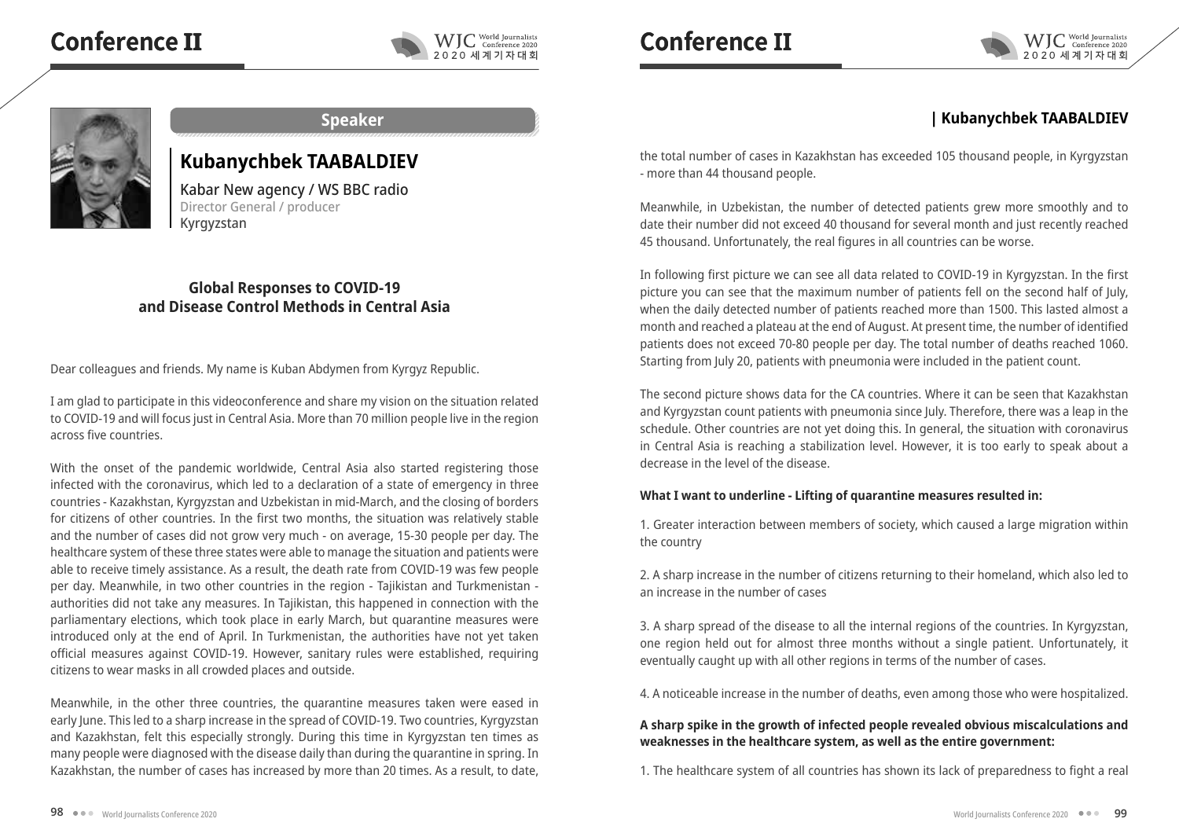## Speaker

# Kubanychbek TAABALDIEV

Kabar New agency / WS BBC radio
Director General / producer
Kyrgyzstan

### Global Responses to COVID-19 and Disease Control Methods in Central Asia

Dear colleagues and friends. My name is Kuban Abdymen from Kyrgyz Republic.

I am glad to participate in this videoconference and share my vision on the situation related to COVID-19 and will focus just in Central Asia. More than 70 million people live in the region across five countries.

With the onset of the pandemic worldwide, Central Asia also started registering those infected with the coronavirus, which led to a declaration of a state of emergency in three countries - Kazakhstan, Kyrgyzstan and Uzbekistan in mid-March, and the closing of borders for citizens of other countries. In the first two months, the situation was relatively stable and the number of cases did not grow very much - on average, 15-30 people per day. The healthcare system of these three states were able to manage the situation and patients were able to receive timely assistance. As a result, the death rate from COVID-19 was few people per day. Meanwhile, in two other countries in the region - Tajikistan and Turkmenistan - authorities did not take any measures. In Tajikistan, this happened in connection with the parliamentary elections, which took place in early March, but quarantine measures were introduced only at the end of April. In Turkmenistan, the authorities have not yet taken official measures against COVID-19. However, sanitary rules were established, requiring citizens to wear masks in all crowded places and outside.

Meanwhile, in the other three countries, the quarantine measures taken were eased in early June. This led to a sharp increase in the spread of COVID-19. Two countries, Kyrgyzstan and Kazakhstan, felt this especially strongly. During this time in Kyrgyzstan ten times as many people were diagnosed with the disease daily than during the quarantine in spring. In Kazakhstan, the number of cases has increased by more than 20 times. As a result, to date, the total number of cases in Kazakhstan has exceeded 105 thousand people, in Kyrgyzstan - more than 44 thousand people.

Meanwhile, in Uzbekistan, the number of detected patients grew more smoothly and to date their number did not exceed 40 thousand for several month and just recently reached 45 thousand. Unfortunately, the real figures in all countries can be worse.

In following first picture we can see all data related to COVID-19 in Kyrgyzstan. In the first picture you can see that the maximum number of patients fell on the second half of July, when the daily detected number of patients reached more than 1500. This lasted almost a month and reached a plateau at the end of August. At present time, the number of identified patients does not exceed 70-80 people per day. The total number of deaths reached 1060. Starting from July 20, patients with pneumonia were included in the patient count.

The second picture shows data for the CA countries. Where it can be seen that Kazakhstan and Kyrgyzstan count patients with pneumonia since July. Therefore, there was a leap in the schedule. Other countries are not yet doing this. In general, the situation with coronavirus in Central Asia is reaching a stabilization level. However, it is too early to speak about a decrease in the level of the disease.

**What I want to underline - Lifting of quarantine measures resulted in:**

1. Greater interaction between members of society, which caused a large migration within the country

2. A sharp increase in the number of citizens returning to their homeland, which also led to an increase in the number of cases

3. A sharp spread of the disease to all the internal regions of the countries. In Kyrgyzstan, one region held out for almost three months without a single patient. Unfortunately, it eventually caught up with all other regions in terms of the number of cases.

4. A noticeable increase in the number of deaths, even among those who were hospitalized.

**A sharp spike in the growth of infected people revealed obvious miscalculations and weaknesses in the healthcare system, as well as the entire government:**

1. The healthcare system of all countries has shown its lack of preparedness to fight a real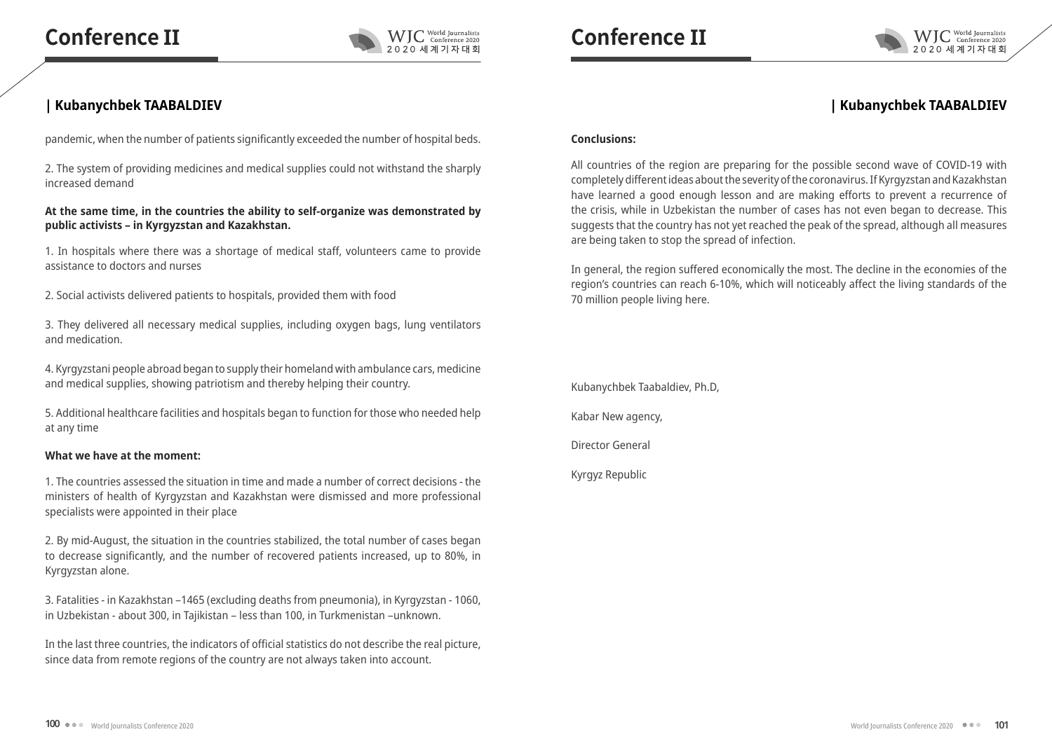## | Kubanychbek TAABALDIEV

pandemic, when the number of patients significantly exceeded the number of hospital beds.

2. The system of providing medicines and medical supplies could not withstand the sharply increased demand

**At the same time, in the countries the ability to self-organize was demonstrated by public activists – in Kyrgyzstan and Kazakhstan.**

1. In hospitals where there was a shortage of medical staff, volunteers came to provide assistance to doctors and nurses

2. Social activists delivered patients to hospitals, provided them with food

3. They delivered all necessary medical supplies, including oxygen bags, lung ventilators and medication.

4. Kyrgyzstani people abroad began to supply their homeland with ambulance cars, medicine and medical supplies, showing patriotism and thereby helping their country.

5. Additional healthcare facilities and hospitals began to function for those who needed help at any time

**What we have at the moment:**

1. The countries assessed the situation in time and made a number of correct decisions - the ministers of health of Kyrgyzstan and Kazakhstan were dismissed and more professional specialists were appointed in their place

2. By mid-August, the situation in the countries stabilized, the total number of cases began to decrease significantly, and the number of recovered patients increased, up to 80%, in Kyrgyzstan alone.

3. Fatalities - in Kazakhstan –1465 (excluding deaths from pneumonia), in Kyrgyzstan - 1060, in Uzbekistan - about 300, in Tajikistan – less than 100, in Turkmenistan –unknown.

In the last three countries, the indicators of official statistics do not describe the real picture, since data from remote regions of the country are not always taken into account.

**Conclusions:**

All countries of the region are preparing for the possible second wave of COVID-19 with completely different ideas about the severity of the coronavirus. If Kyrgyzstan and Kazakhstan have learned a good enough lesson and are making efforts to prevent a recurrence of the crisis, while in Uzbekistan the number of cases has not even began to decrease. This suggests that the country has not yet reached the peak of the spread, although all measures are being taken to stop the spread of infection.

In general, the region suffered economically the most. The decline in the economies of the region's countries can reach 6-10%, which will noticeably affect the living standards of the 70 million people living here.

Kubanychbek Taabaldiev, Ph.D,

Kabar New agency,

Director General

Kyrgyz Republic